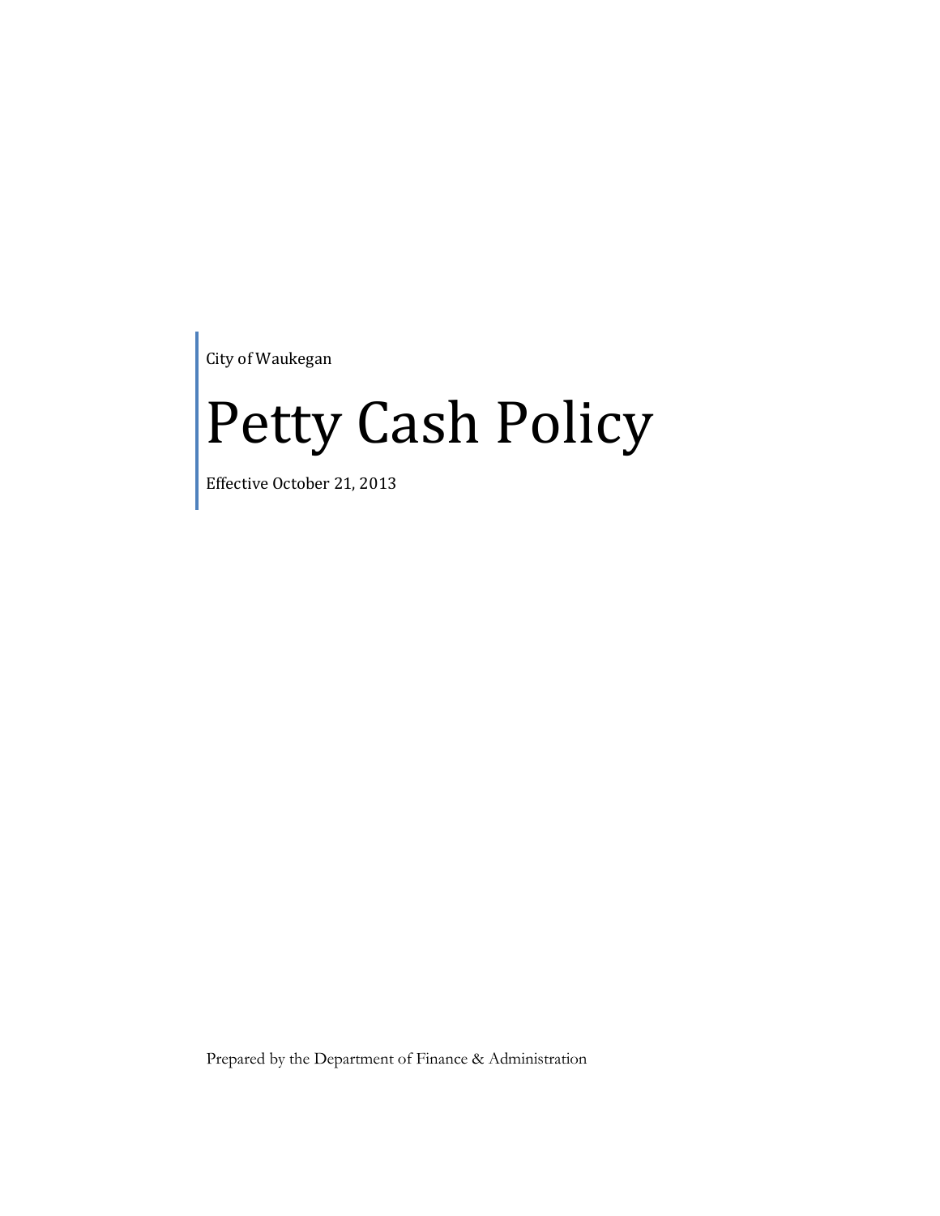City of Waukegan

# Petty Cash Policy

Effective October 21, 2013

Prepared by the Department of Finance & Administration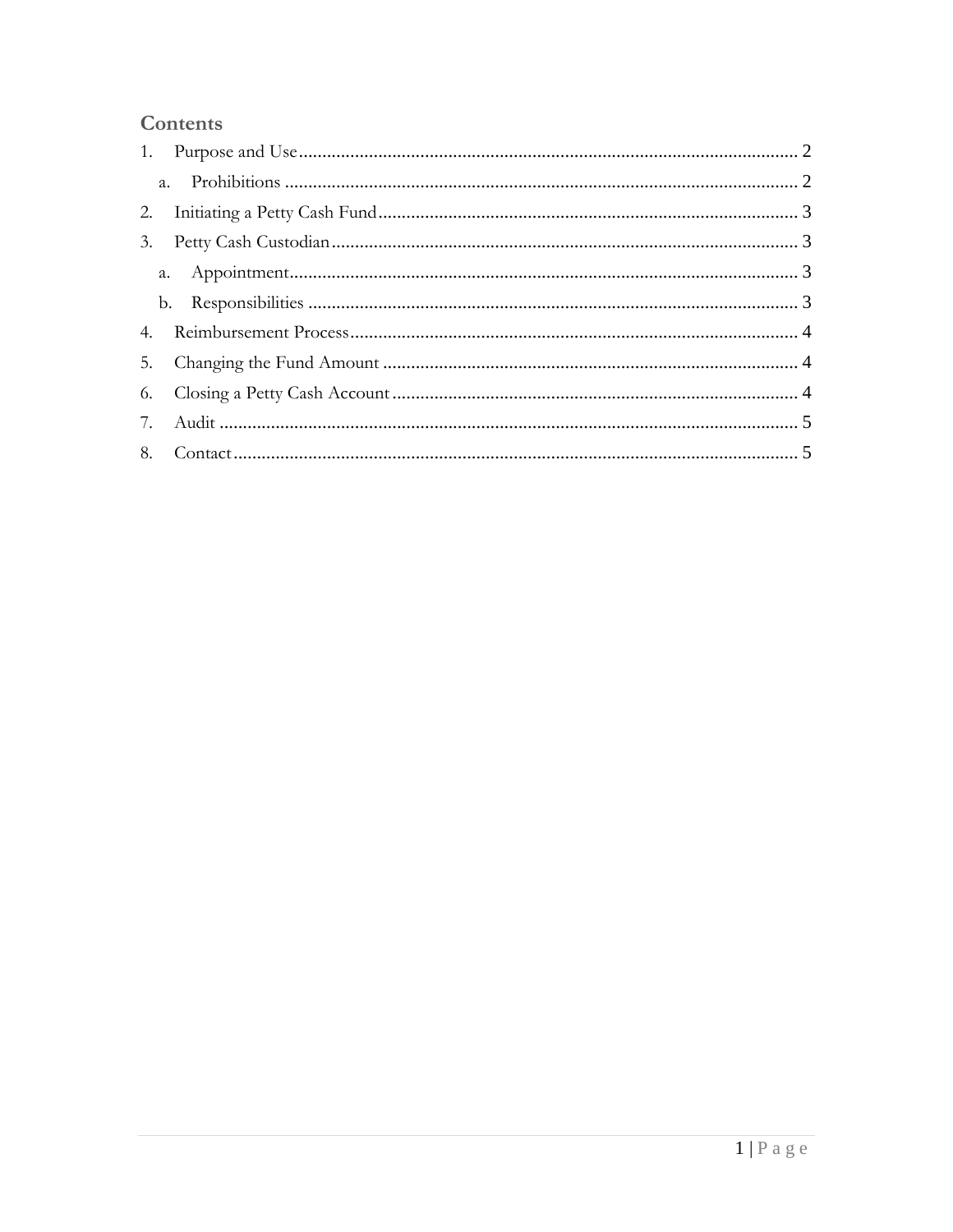## Contents

1. Purpose and Use .......... 2
   a. Prohibitions .......... 2
2. Initiating a Petty Cash Fund .......... 3
3. Petty Cash Custodian .......... 3
   a. Appointment .......... 3
   b. Responsibilities .......... 3
4. Reimbursement Process .......... 4
5. Changing the Fund Amount .......... 4
6. Closing a Petty Cash Account .......... 4
7. Audit .......... 5
8. Contact .......... 5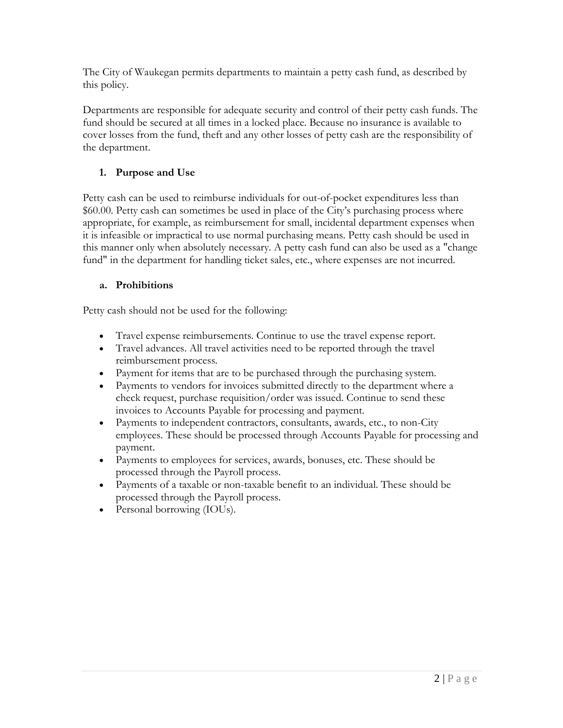The City of Waukegan permits departments to maintain a petty cash fund, as described by this policy.

Departments are responsible for adequate security and control of their petty cash funds. The fund should be secured at all times in a locked place. Because no insurance is available to cover losses from the fund, theft and any other losses of petty cash are the responsibility of the department.

### 1. Purpose and Use

Petty cash can be used to reimburse individuals for out-of-pocket expenditures less than $60.00. Petty cash can sometimes be used in place of the City's purchasing process where appropriate, for example, as reimbursement for small, incidental department expenses when it is infeasible or impractical to use normal purchasing means. Petty cash should be used in this manner only when absolutely necessary. A petty cash fund can also be used as a "change fund" in the department for handling ticket sales, etc., where expenses are not incurred.

#### a. Prohibitions

Petty cash should not be used for the following:

- Travel expense reimbursements. Continue to use the travel expense report.
- Travel advances. All travel activities need to be reported through the travel reimbursement process.
- Payment for items that are to be purchased through the purchasing system.
- Payments to vendors for invoices submitted directly to the department where a check request, purchase requisition/order was issued. Continue to send these invoices to Accounts Payable for processing and payment.
- Payments to independent contractors, consultants, awards, etc., to non-City employees. These should be processed through Accounts Payable for processing and payment.
- Payments to employees for services, awards, bonuses, etc. These should be processed through the Payroll process.
- Payments of a taxable or non-taxable benefit to an individual. These should be processed through the Payroll process.
- Personal borrowing (IOUs).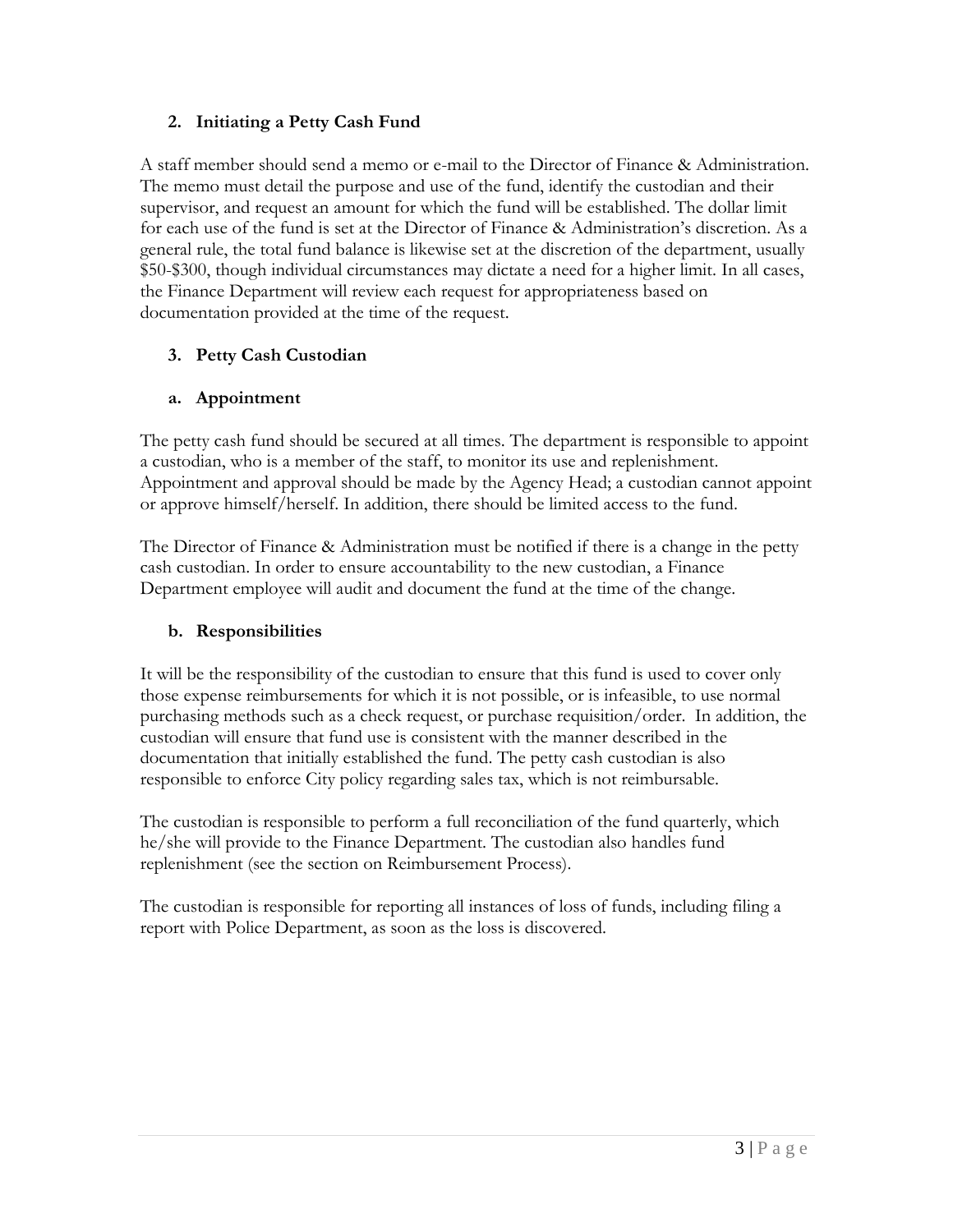## 2. Initiating a Petty Cash Fund

A staff member should send a memo or e-mail to the Director of Finance & Administration. The memo must detail the purpose and use of the fund, identify the custodian and their supervisor, and request an amount for which the fund will be established. The dollar limit for each use of the fund is set at the Director of Finance & Administration's discretion. As a general rule, the total fund balance is likewise set at the discretion of the department, usually $50-$300, though individual circumstances may dictate a need for a higher limit. In all cases, the Finance Department will review each request for appropriateness based on documentation provided at the time of the request.

## 3. Petty Cash Custodian

### a. Appointment

The petty cash fund should be secured at all times. The department is responsible to appoint a custodian, who is a member of the staff, to monitor its use and replenishment. Appointment and approval should be made by the Agency Head; a custodian cannot appoint or approve himself/herself. In addition, there should be limited access to the fund.

The Director of Finance & Administration must be notified if there is a change in the petty cash custodian. In order to ensure accountability to the new custodian, a Finance Department employee will audit and document the fund at the time of the change.

### b. Responsibilities

It will be the responsibility of the custodian to ensure that this fund is used to cover only those expense reimbursements for which it is not possible, or is infeasible, to use normal purchasing methods such as a check request, or purchase requisition/order. In addition, the custodian will ensure that fund use is consistent with the manner described in the documentation that initially established the fund. The petty cash custodian is also responsible to enforce City policy regarding sales tax, which is not reimbursable.

The custodian is responsible to perform a full reconciliation of the fund quarterly, which he/she will provide to the Finance Department. The custodian also handles fund replenishment (see the section on Reimbursement Process).

The custodian is responsible for reporting all instances of loss of funds, including filing a report with Police Department, as soon as the loss is discovered.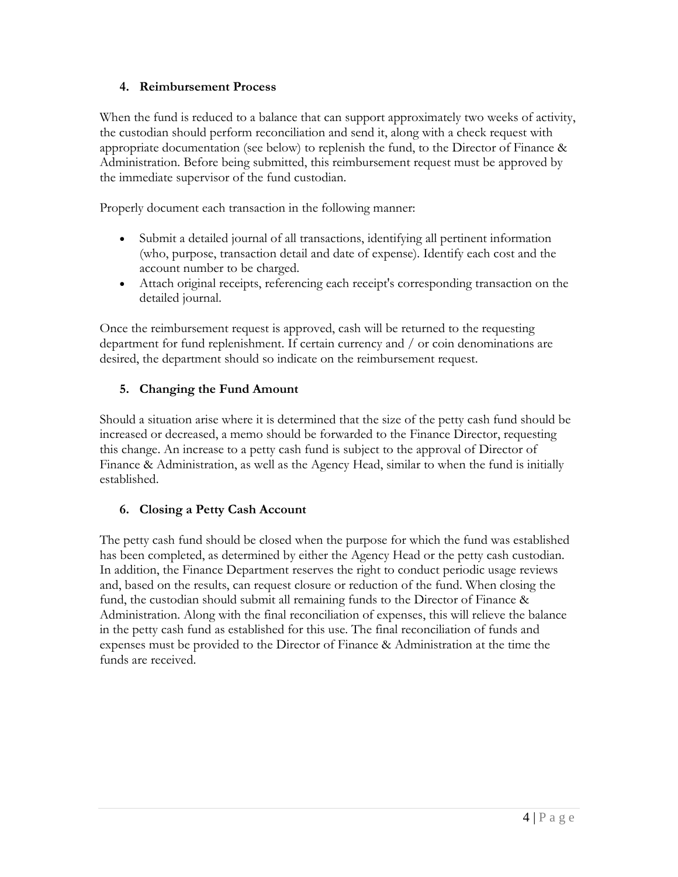### 4. Reimbursement Process

When the fund is reduced to a balance that can support approximately two weeks of activity, the custodian should perform reconciliation and send it, along with a check request with appropriate documentation (see below) to replenish the fund, to the Director of Finance & Administration. Before being submitted, this reimbursement request must be approved by the immediate supervisor of the fund custodian.

Properly document each transaction in the following manner:

- Submit a detailed journal of all transactions, identifying all pertinent information (who, purpose, transaction detail and date of expense). Identify each cost and the account number to be charged.
- Attach original receipts, referencing each receipt's corresponding transaction on the detailed journal.

Once the reimbursement request is approved, cash will be returned to the requesting department for fund replenishment. If certain currency and / or coin denominations are desired, the department should so indicate on the reimbursement request.

### 5. Changing the Fund Amount

Should a situation arise where it is determined that the size of the petty cash fund should be increased or decreased, a memo should be forwarded to the Finance Director, requesting this change. An increase to a petty cash fund is subject to the approval of Director of Finance & Administration, as well as the Agency Head, similar to when the fund is initially established.

### 6. Closing a Petty Cash Account

The petty cash fund should be closed when the purpose for which the fund was established has been completed, as determined by either the Agency Head or the petty cash custodian. In addition, the Finance Department reserves the right to conduct periodic usage reviews and, based on the results, can request closure or reduction of the fund. When closing the fund, the custodian should submit all remaining funds to the Director of Finance & Administration. Along with the final reconciliation of expenses, this will relieve the balance in the petty cash fund as established for this use. The final reconciliation of funds and expenses must be provided to the Director of Finance & Administration at the time the funds are received.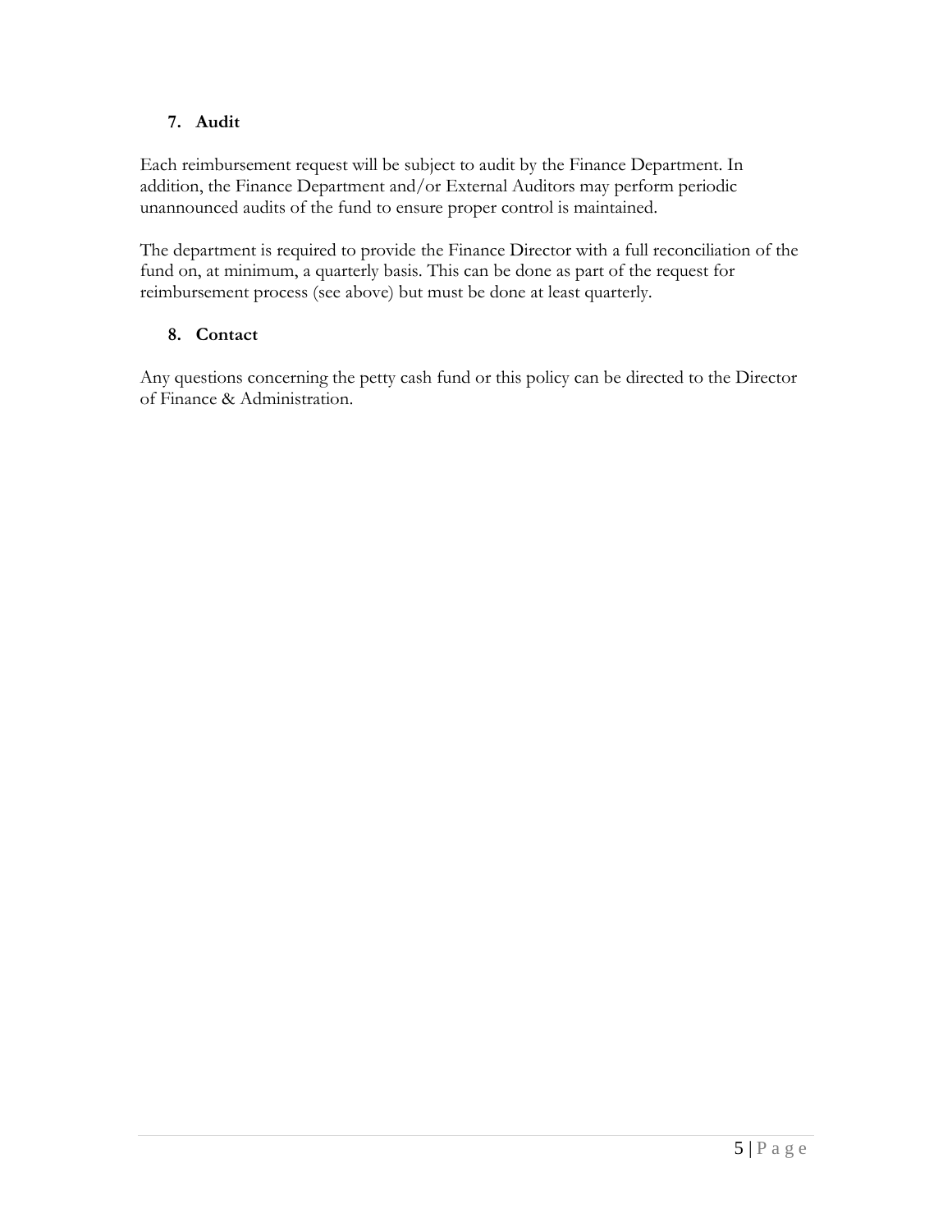## 7. Audit

Each reimbursement request will be subject to audit by the Finance Department. In addition, the Finance Department and/or External Auditors may perform periodic unannounced audits of the fund to ensure proper control is maintained.

The department is required to provide the Finance Director with a full reconciliation of the fund on, at minimum, a quarterly basis. This can be done as part of the request for reimbursement process (see above) but must be done at least quarterly.

## 8. Contact

Any questions concerning the petty cash fund or this policy can be directed to the Director of Finance & Administration.